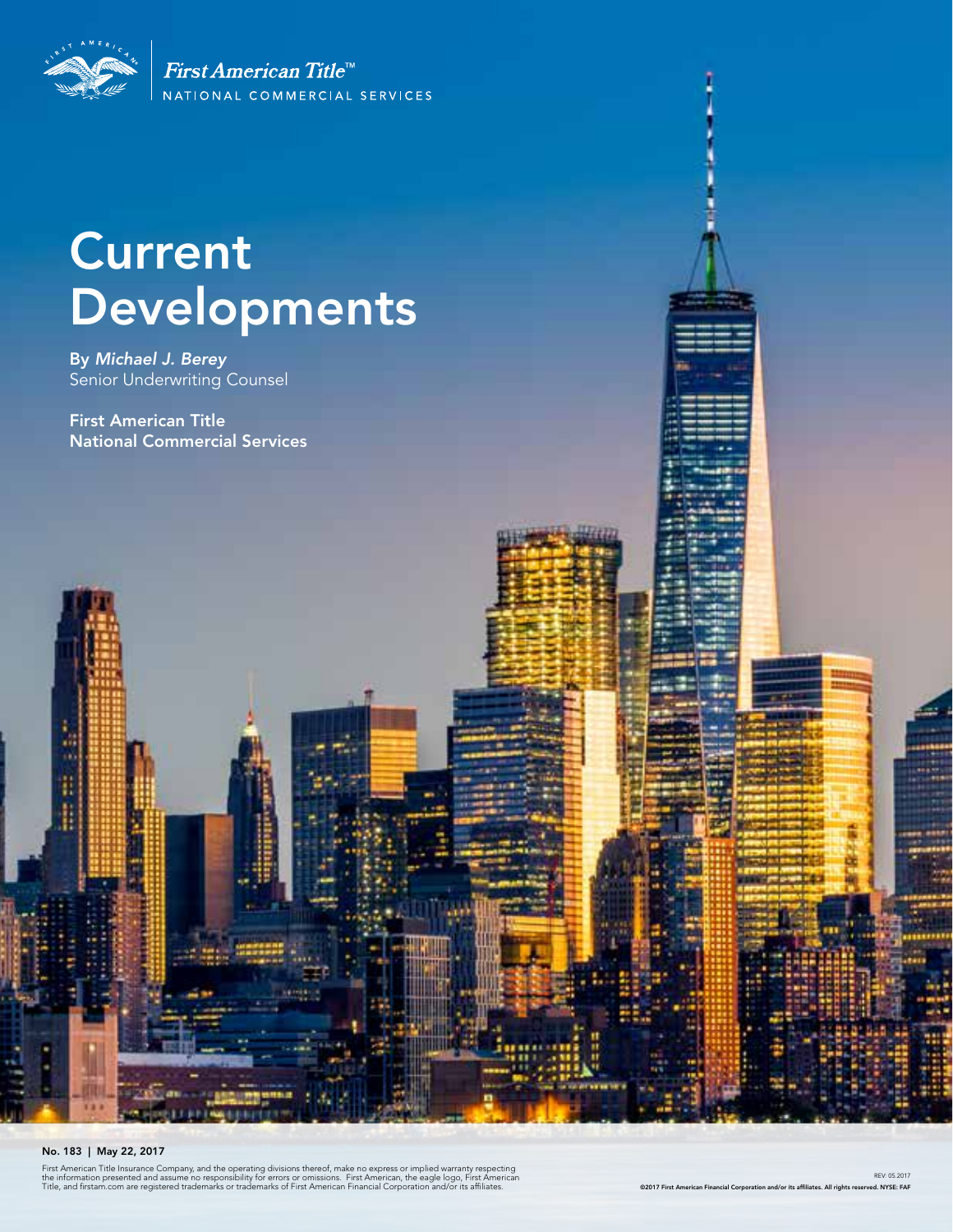First American Title™
NATIONAL COMMERCIAL SERVICES

# Current Developments

By *Michael J. Berey*
Senior Underwriting Counsel

**First American Title**
**National Commercial Services**

**No. 183 | May 22, 2017**

First American Title Insurance Company, and the operating divisions thereof, make no express or implied warranty respecting the information presented and assume no responsibility for errors or omissions. First American, the eagle logo, First American Title, and firstam.com are registered trademarks or trademarks of First American Financial Corporation and/or its affiliates.

REV. 05.2017
©2017 First American Financial Corporation and/or its affiliates. All rights reserved. NYSE: FAF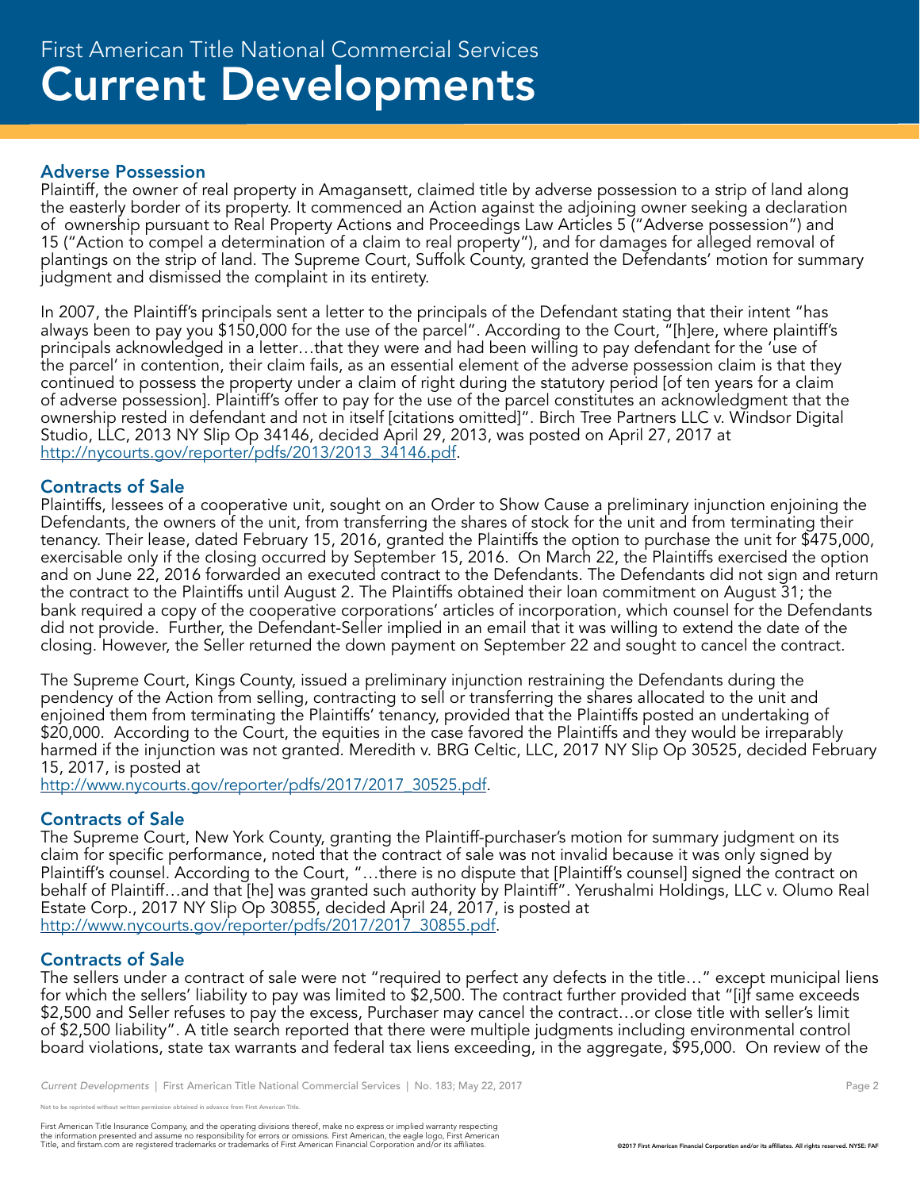## Adverse Possession

Plaintiff, the owner of real property in Amagansett, claimed title by adverse possession to a strip of land along the easterly border of its property. It commenced an Action against the adjoining owner seeking a declaration of ownership pursuant to Real Property Actions and Proceedings Law Articles 5 ("Adverse possession") and 15 ("Action to compel a determination of a claim to real property"), and for damages for alleged removal of plantings on the strip of land. The Supreme Court, Suffolk County, granted the Defendants' motion for summary judgment and dismissed the complaint in its entirety.

In 2007, the Plaintiff's principals sent a letter to the principals of the Defendant stating that their intent "has always been to pay you $150,000 for the use of the parcel". According to the Court, "[h]ere, where plaintiff's principals acknowledged in a letter…that they were and had been willing to pay defendant for the 'use of the parcel' in contention, their claim fails, as an essential element of the adverse possession claim is that they continued to possess the property under a claim of right during the statutory period [of ten years for a claim of adverse possession]. Plaintiff's offer to pay for the use of the parcel constitutes an acknowledgment that the ownership rested in defendant and not in itself [citations omitted]". Birch Tree Partners LLC v. Windsor Digital Studio, LLC, 2013 NY Slip Op 34146, decided April 29, 2013, was posted on April 27, 2017 at [http://nycourts.gov/reporter/pdfs/2013/2013_34146.pdf](http://nycourts.gov/reporter/pdfs/2013/2013_34146.pdf).

## Contracts of Sale

Plaintiffs, lessees of a cooperative unit, sought on an Order to Show Cause a preliminary injunction enjoining the Defendants, the owners of the unit, from transferring the shares of stock for the unit and from terminating their tenancy. Their lease, dated February 15, 2016, granted the Plaintiffs the option to purchase the unit for $475,000, exercisable only if the closing occurred by September 15, 2016. On March 22, the Plaintiffs exercised the option and on June 22, 2016 forwarded an executed contract to the Defendants. The Defendants did not sign and return the contract to the Plaintiffs until August 2. The Plaintiffs obtained their loan commitment on August 31; the bank required a copy of the cooperative corporations' articles of incorporation, which counsel for the Defendants did not provide. Further, the Defendant-Seller implied in an email that it was willing to extend the date of the closing. However, the Seller returned the down payment on September 22 and sought to cancel the contract.

The Supreme Court, Kings County, issued a preliminary injunction restraining the Defendants during the pendency of the Action from selling, contracting to sell or transferring the shares allocated to the unit and enjoined them from terminating the Plaintiffs' tenancy, provided that the Plaintiffs posted an undertaking of $20,000. According to the Court, the equities in the case favored the Plaintiffs and they would be irreparably harmed if the injunction was not granted. Meredith v. BRG Celtic, LLC, 2017 NY Slip Op 30525, decided February 15, 2017, is posted at
[http://www.nycourts.gov/reporter/pdfs/2017/2017_30525.pdf](http://www.nycourts.gov/reporter/pdfs/2017/2017_30525.pdf).

## Contracts of Sale

The Supreme Court, New York County, granting the Plaintiff-purchaser's motion for summary judgment on its claim for specific performance, noted that the contract of sale was not invalid because it was only signed by Plaintiff's counsel. According to the Court, "…there is no dispute that [Plaintiff's counsel] signed the contract on behalf of Plaintiff…and that [he] was granted such authority by Plaintiff". Yerushalmi Holdings, LLC v. Olumo Real Estate Corp., 2017 NY Slip Op 30855, decided April 24, 2017, is posted at [http://www.nycourts.gov/reporter/pdfs/2017/2017_30855.pdf](http://www.nycourts.gov/reporter/pdfs/2017/2017_30855.pdf).

## Contracts of Sale

The sellers under a contract of sale were not "required to perfect any defects in the title…" except municipal liens for which the sellers' liability to pay was limited to $2,500. The contract further provided that "[i]f same exceeds $2,500 and Seller refuses to pay the excess, Purchaser may cancel the contract…or close title with seller's limit of $2,500 liability". A title search reported that there were multiple judgments including environmental control board violations, state tax warrants and federal tax liens exceeding, in the aggregate, $95,000. On review of the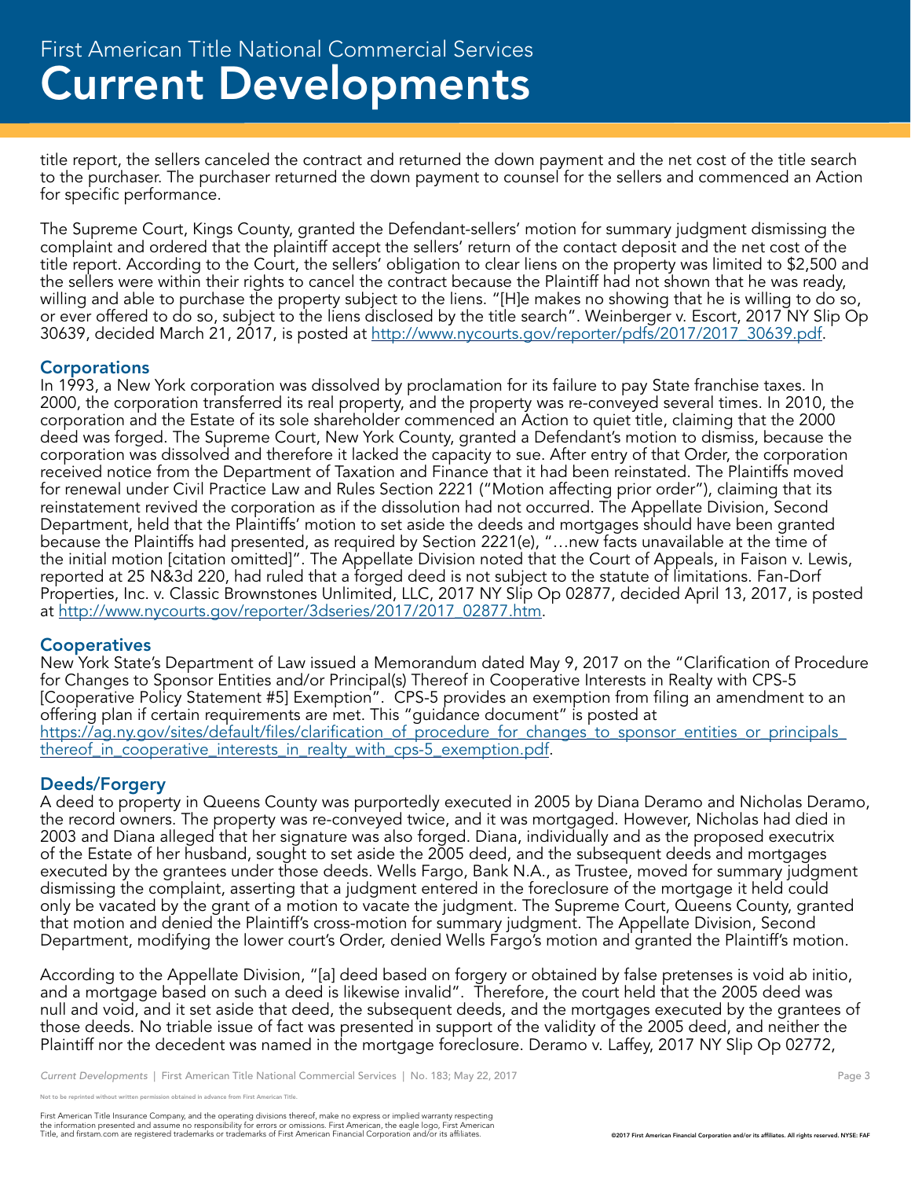title report, the sellers canceled the contract and returned the down payment and the net cost of the title search to the purchaser. The purchaser returned the down payment to counsel for the sellers and commenced an Action for specific performance.

The Supreme Court, Kings County, granted the Defendant-sellers' motion for summary judgment dismissing the complaint and ordered that the plaintiff accept the sellers' return of the contact deposit and the net cost of the title report. According to the Court, the sellers' obligation to clear liens on the property was limited to $2,500 and the sellers were within their rights to cancel the contract because the Plaintiff had not shown that he was ready, willing and able to purchase the property subject to the liens. "[H]e makes no showing that he is willing to do so, or ever offered to do so, subject to the liens disclosed by the title search". Weinberger v. Escort, 2017 NY Slip Op 30639, decided March 21, 2017, is posted at [http://www.nycourts.gov/reporter/pdfs/2017/2017_30639.pdf](http://www.nycourts.gov/reporter/pdfs/2017/2017_30639.pdf).

## Corporations

In 1993, a New York corporation was dissolved by proclamation for its failure to pay State franchise taxes. In 2000, the corporation transferred its real property, and the property was re-conveyed several times. In 2010, the corporation and the Estate of its sole shareholder commenced an Action to quiet title, claiming that the 2000 deed was forged. The Supreme Court, New York County, granted a Defendant's motion to dismiss, because the corporation was dissolved and therefore it lacked the capacity to sue. After entry of that Order, the corporation received notice from the Department of Taxation and Finance that it had been reinstated. The Plaintiffs moved for renewal under Civil Practice Law and Rules Section 2221 ("Motion affecting prior order"), claiming that its reinstatement revived the corporation as if the dissolution had not occurred. The Appellate Division, Second Department, held that the Plaintiffs' motion to set aside the deeds and mortgages should have been granted because the Plaintiffs had presented, as required by Section 2221(e), "…new facts unavailable at the time of the initial motion [citation omitted]". The Appellate Division noted that the Court of Appeals, in Faison v. Lewis, reported at 25 N&3d 220, had ruled that a forged deed is not subject to the statute of limitations. Fan-Dorf Properties, Inc. v. Classic Brownstones Unlimited, LLC, 2017 NY Slip Op 02877, decided April 13, 2017, is posted at [http://www.nycourts.gov/reporter/3dseries/2017/2017_02877.htm](http://www.nycourts.gov/reporter/3dseries/2017/2017_02877.htm).

## Cooperatives

New York State's Department of Law issued a Memorandum dated May 9, 2017 on the "Clarification of Procedure for Changes to Sponsor Entities and/or Principal(s) Thereof in Cooperative Interests in Realty with CPS-5 [Cooperative Policy Statement #5] Exemption". CPS-5 provides an exemption from filing an amendment to an offering plan if certain requirements are met. This "guidance document" is posted at [https://ag.ny.gov/sites/default/files/clarification_of_procedure_for_changes_to_sponsor_entities_or_principals_thereof_in_cooperative_interests_in_realty_with_cps-5_exemption.pdf](https://ag.ny.gov/sites/default/files/clarification_of_procedure_for_changes_to_sponsor_entities_or_principals_thereof_in_cooperative_interests_in_realty_with_cps-5_exemption.pdf).

## Deeds/Forgery

A deed to property in Queens County was purportedly executed in 2005 by Diana Deramo and Nicholas Deramo, the record owners. The property was re-conveyed twice, and it was mortgaged. However, Nicholas had died in 2003 and Diana alleged that her signature was also forged. Diana, individually and as the proposed executrix of the Estate of her husband, sought to set aside the 2005 deed, and the subsequent deeds and mortgages executed by the grantees under those deeds. Wells Fargo, Bank N.A., as Trustee, moved for summary judgment dismissing the complaint, asserting that a judgment entered in the foreclosure of the mortgage it held could only be vacated by the grant of a motion to vacate the judgment. The Supreme Court, Queens County, granted that motion and denied the Plaintiff's cross-motion for summary judgment. The Appellate Division, Second Department, modifying the lower court's Order, denied Wells Fargo's motion and granted the Plaintiff's motion.

According to the Appellate Division, "[a] deed based on forgery or obtained by false pretenses is void ab initio, and a mortgage based on such a deed is likewise invalid". Therefore, the court held that the 2005 deed was null and void, and it set aside that deed, the subsequent deeds, and the mortgages executed by the grantees of those deeds. No triable issue of fact was presented in support of the validity of the 2005 deed, and neither the Plaintiff nor the decedent was named in the mortgage foreclosure. Deramo v. Laffey, 2017 NY Slip Op 02772,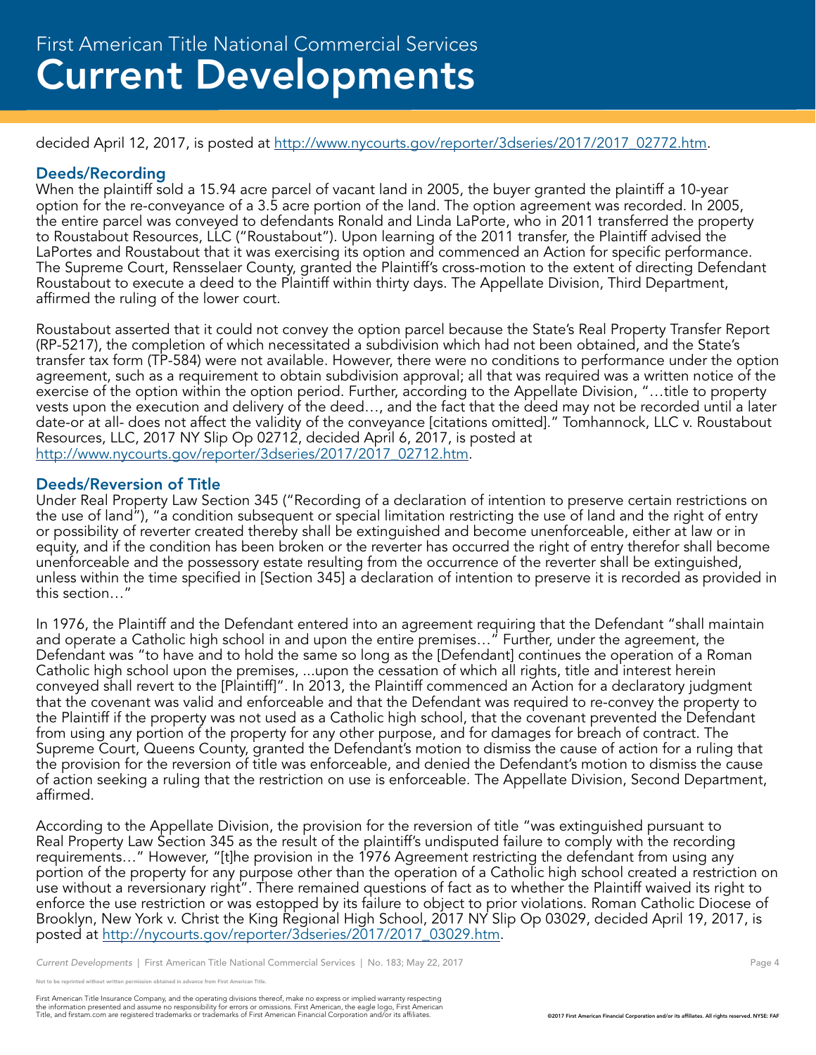decided April 12, 2017, is posted at [http://www.nycourts.gov/reporter/3dseries/2017/2017_02772.htm](http://www.nycourts.gov/reporter/3dseries/2017/2017_02772.htm).

## Deeds/Recording

When the plaintiff sold a 15.94 acre parcel of vacant land in 2005, the buyer granted the plaintiff a 10-year option for the re-conveyance of a 3.5 acre portion of the land. The option agreement was recorded. In 2005, the entire parcel was conveyed to defendants Ronald and Linda LaPorte, who in 2011 transferred the property to Roustabout Resources, LLC ("Roustabout"). Upon learning of the 2011 transfer, the Plaintiff advised the LaPortes and Roustabout that it was exercising its option and commenced an Action for specific performance. The Supreme Court, Rensselaer County, granted the Plaintiff's cross-motion to the extent of directing Defendant Roustabout to execute a deed to the Plaintiff within thirty days. The Appellate Division, Third Department, affirmed the ruling of the lower court.

Roustabout asserted that it could not convey the option parcel because the State's Real Property Transfer Report (RP-5217), the completion of which necessitated a subdivision which had not been obtained, and the State's transfer tax form (TP-584) were not available. However, there were no conditions to performance under the option agreement, such as a requirement to obtain subdivision approval; all that was required was a written notice of the exercise of the option within the option period. Further, according to the Appellate Division, "…title to property vests upon the execution and delivery of the deed…, and the fact that the deed may not be recorded until a later date-or at all- does not affect the validity of the conveyance [citations omitted]." Tomhannock, LLC v. Roustabout Resources, LLC, 2017 NY Slip Op 02712, decided April 6, 2017, is posted at [http://www.nycourts.gov/reporter/3dseries/2017/2017_02712.htm](http://www.nycourts.gov/reporter/3dseries/2017/2017_02712.htm).

## Deeds/Reversion of Title

Under Real Property Law Section 345 ("Recording of a declaration of intention to preserve certain restrictions on the use of land"), "a condition subsequent or special limitation restricting the use of land and the right of entry or possibility of reverter created thereby shall be extinguished and become unenforceable, either at law or in equity, and if the condition has been broken or the reverter has occurred the right of entry therefor shall become unenforceable and the possessory estate resulting from the occurrence of the reverter shall be extinguished, unless within the time specified in [Section 345] a declaration of intention to preserve it is recorded as provided in this section…"

In 1976, the Plaintiff and the Defendant entered into an agreement requiring that the Defendant "shall maintain and operate a Catholic high school in and upon the entire premises…" Further, under the agreement, the Defendant was "to have and to hold the same so long as the [Defendant] continues the operation of a Roman Catholic high school upon the premises, ...upon the cessation of which all rights, title and interest herein conveyed shall revert to the [Plaintiff]". In 2013, the Plaintiff commenced an Action for a declaratory judgment that the covenant was valid and enforceable and that the Defendant was required to re-convey the property to the Plaintiff if the property was not used as a Catholic high school, that the covenant prevented the Defendant from using any portion of the property for any other purpose, and for damages for breach of contract. The Supreme Court, Queens County, granted the Defendant's motion to dismiss the cause of action for a ruling that the provision for the reversion of title was enforceable, and denied the Defendant's motion to dismiss the cause of action seeking a ruling that the restriction on use is enforceable. The Appellate Division, Second Department, affirmed.

According to the Appellate Division, the provision for the reversion of title "was extinguished pursuant to Real Property Law Section 345 as the result of the plaintiff's undisputed failure to comply with the recording requirements…" However, "[t]he provision in the 1976 Agreement restricting the defendant from using any portion of the property for any purpose other than the operation of a Catholic high school created a restriction on use without a reversionary right". There remained questions of fact as to whether the Plaintiff waived its right to enforce the use restriction or was estopped by its failure to object to prior violations. Roman Catholic Diocese of Brooklyn, New York v. Christ the King Regional High School, 2017 NY Slip Op 03029, decided April 19, 2017, is posted at [http://nycourts.gov/reporter/3dseries/2017/2017_03029.htm](http://nycourts.gov/reporter/3dseries/2017/2017_03029.htm).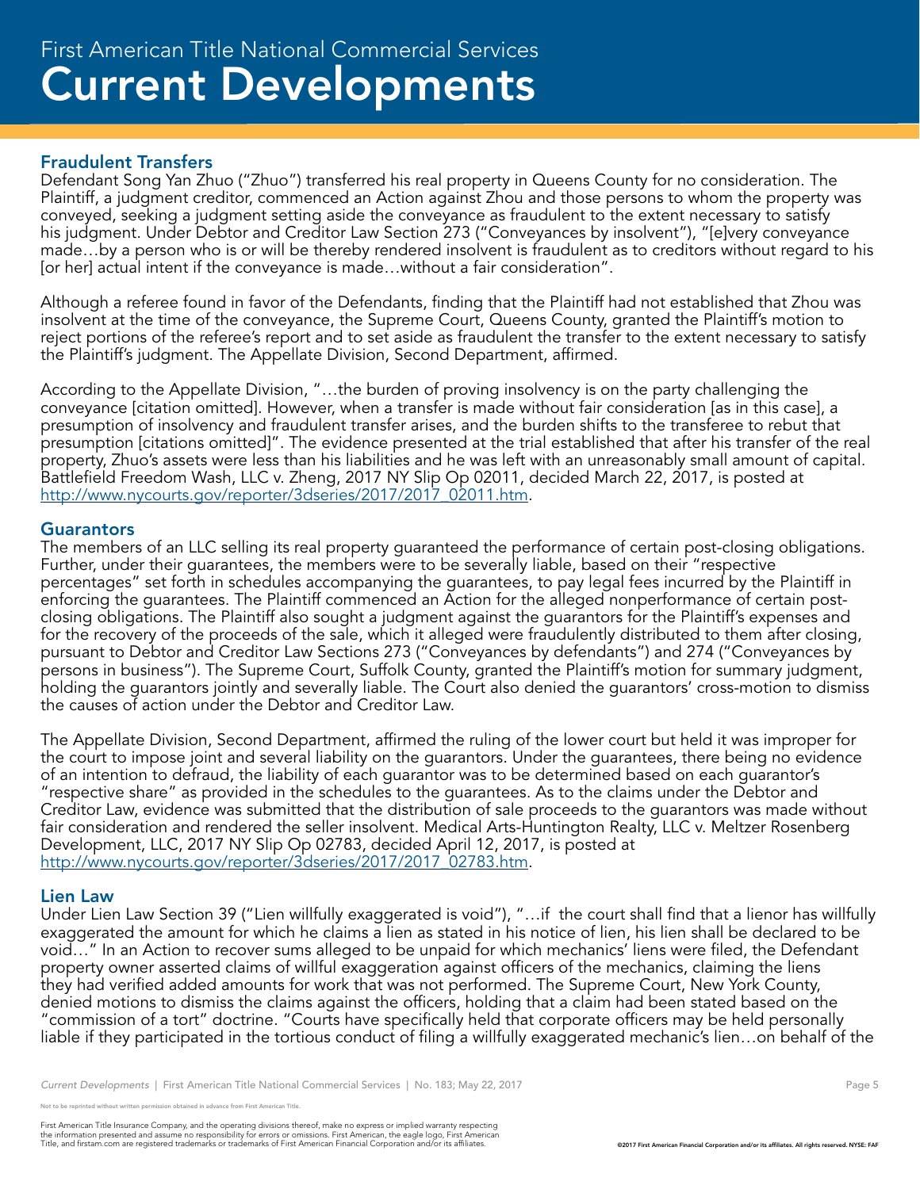## Fraudulent Transfers

Defendant Song Yan Zhuo ("Zhuo") transferred his real property in Queens County for no consideration. The Plaintiff, a judgment creditor, commenced an Action against Zhou and those persons to whom the property was conveyed, seeking a judgment setting aside the conveyance as fraudulent to the extent necessary to satisfy his judgment. Under Debtor and Creditor Law Section 273 ("Conveyances by insolvent"), "[e]very conveyance made…by a person who is or will be thereby rendered insolvent is fraudulent as to creditors without regard to his [or her] actual intent if the conveyance is made…without a fair consideration".

Although a referee found in favor of the Defendants, finding that the Plaintiff had not established that Zhou was insolvent at the time of the conveyance, the Supreme Court, Queens County, granted the Plaintiff's motion to reject portions of the referee's report and to set aside as fraudulent the transfer to the extent necessary to satisfy the Plaintiff's judgment. The Appellate Division, Second Department, affirmed.

According to the Appellate Division, "…the burden of proving insolvency is on the party challenging the conveyance [citation omitted]. However, when a transfer is made without fair consideration [as in this case], a presumption of insolvency and fraudulent transfer arises, and the burden shifts to the transferee to rebut that presumption [citations omitted]". The evidence presented at the trial established that after his transfer of the real property, Zhuo's assets were less than his liabilities and he was left with an unreasonably small amount of capital. Battlefield Freedom Wash, LLC v. Zheng, 2017 NY Slip Op 02011, decided March 22, 2017, is posted at http://www.nycourts.gov/reporter/3dseries/2017/2017_02011.htm.

## Guarantors

The members of an LLC selling its real property guaranteed the performance of certain post-closing obligations. Further, under their guarantees, the members were to be severally liable, based on their "respective percentages" set forth in schedules accompanying the guarantees, to pay legal fees incurred by the Plaintiff in enforcing the guarantees. The Plaintiff commenced an Action for the alleged nonperformance of certain post-closing obligations. The Plaintiff also sought a judgment against the guarantors for the Plaintiff's expenses and for the recovery of the proceeds of the sale, which it alleged were fraudulently distributed to them after closing, pursuant to Debtor and Creditor Law Sections 273 ("Conveyances by defendants") and 274 ("Conveyances by persons in business"). The Supreme Court, Suffolk County, granted the Plaintiff's motion for summary judgment, holding the guarantors jointly and severally liable. The Court also denied the guarantors' cross-motion to dismiss the causes of action under the Debtor and Creditor Law.

The Appellate Division, Second Department, affirmed the ruling of the lower court but held it was improper for the court to impose joint and several liability on the guarantors. Under the guarantees, there being no evidence of an intention to defraud, the liability of each guarantor was to be determined based on each guarantor's "respective share" as provided in the schedules to the guarantees. As to the claims under the Debtor and Creditor Law, evidence was submitted that the distribution of sale proceeds to the guarantors was made without fair consideration and rendered the seller insolvent. Medical Arts-Huntington Realty, LLC v. Meltzer Rosenberg Development, LLC, 2017 NY Slip Op 02783, decided April 12, 2017, is posted at http://www.nycourts.gov/reporter/3dseries/2017/2017_02783.htm.

## Lien Law

Under Lien Law Section 39 ("Lien willfully exaggerated is void"), "…if the court shall find that a lienor has willfully exaggerated the amount for which he claims a lien as stated in his notice of lien, his lien shall be declared to be void…" In an Action to recover sums alleged to be unpaid for which mechanics' liens were filed, the Defendant property owner asserted claims of willful exaggeration against officers of the mechanics, claiming the liens they had verified added amounts for work that was not performed. The Supreme Court, New York County, denied motions to dismiss the claims against the officers, holding that a claim had been stated based on the "commission of a tort" doctrine. "Courts have specifically held that corporate officers may be held personally liable if they participated in the tortious conduct of filing a willfully exaggerated mechanic's lien…on behalf of the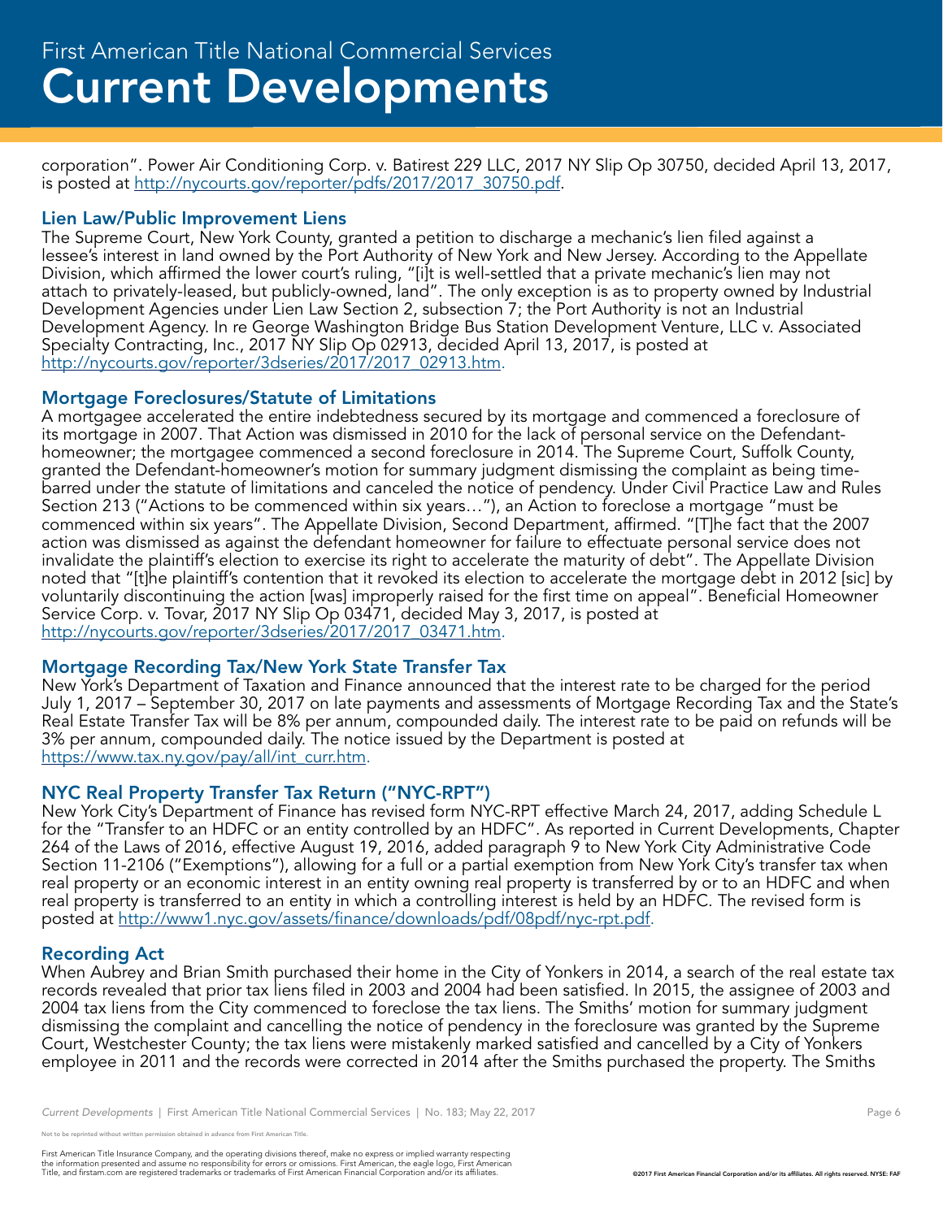corporation". Power Air Conditioning Corp. v. Batirest 229 LLC, 2017 NY Slip Op 30750, decided April 13, 2017, is posted at http://nycourts.gov/reporter/pdfs/2017/2017_30750.pdf.

### Lien Law/Public Improvement Liens

The Supreme Court, New York County, granted a petition to discharge a mechanic's lien filed against a lessee's interest in land owned by the Port Authority of New York and New Jersey. According to the Appellate Division, which affirmed the lower court's ruling, "[i]t is well-settled that a private mechanic's lien may not attach to privately-leased, but publicly-owned, land". The only exception is as to property owned by Industrial Development Agencies under Lien Law Section 2, subsection 7; the Port Authority is not an Industrial Development Agency. In re George Washington Bridge Bus Station Development Venture, LLC v. Associated Specialty Contracting, Inc., 2017 NY Slip Op 02913, decided April 13, 2017, is posted at http://nycourts.gov/reporter/3dseries/2017/2017_02913.htm.

### Mortgage Foreclosures/Statute of Limitations

A mortgagee accelerated the entire indebtedness secured by its mortgage and commenced a foreclosure of its mortgage in 2007. That Action was dismissed in 2010 for the lack of personal service on the Defendant-homeowner; the mortgagee commenced a second foreclosure in 2014. The Supreme Court, Suffolk County, granted the Defendant-homeowner's motion for summary judgment dismissing the complaint as being time-barred under the statute of limitations and canceled the notice of pendency. Under Civil Practice Law and Rules Section 213 ("Actions to be commenced within six years…"), an Action to foreclose a mortgage "must be commenced within six years". The Appellate Division, Second Department, affirmed. "[T]he fact that the 2007 action was dismissed as against the defendant homeowner for failure to effectuate personal service does not invalidate the plaintiff's election to exercise its right to accelerate the maturity of debt". The Appellate Division noted that "[t]he plaintiff's contention that it revoked its election to accelerate the mortgage debt in 2012 [sic] by voluntarily discontinuing the action [was] improperly raised for the first time on appeal". Beneficial Homeowner Service Corp. v. Tovar, 2017 NY Slip Op 03471, decided May 3, 2017, is posted at http://nycourts.gov/reporter/3dseries/2017/2017_03471.htm.

### Mortgage Recording Tax/New York State Transfer Tax

New York's Department of Taxation and Finance announced that the interest rate to be charged for the period July 1, 2017 – September 30, 2017 on late payments and assessments of Mortgage Recording Tax and the State's Real Estate Transfer Tax will be 8% per annum, compounded daily. The interest rate to be paid on refunds will be 3% per annum, compounded daily. The notice issued by the Department is posted at https://www.tax.ny.gov/pay/all/int_curr.htm.

### NYC Real Property Transfer Tax Return ("NYC-RPT")

New York City's Department of Finance has revised form NYC-RPT effective March 24, 2017, adding Schedule L for the "Transfer to an HDFC or an entity controlled by an HDFC". As reported in Current Developments, Chapter 264 of the Laws of 2016, effective August 19, 2016, added paragraph 9 to New York City Administrative Code Section 11-2106 ("Exemptions"), allowing for a full or a partial exemption from New York City's transfer tax when real property or an economic interest in an entity owning real property is transferred by or to an HDFC and when real property is transferred to an entity in which a controlling interest is held by an HDFC. The revised form is posted at http://www1.nyc.gov/assets/finance/downloads/pdf/08pdf/nyc-rpt.pdf.

### Recording Act

When Aubrey and Brian Smith purchased their home in the City of Yonkers in 2014, a search of the real estate tax records revealed that prior tax liens filed in 2003 and 2004 had been satisfied. In 2015, the assignee of 2003 and 2004 tax liens from the City commenced to foreclose the tax liens. The Smiths' motion for summary judgment dismissing the complaint and cancelling the notice of pendency in the foreclosure was granted by the Supreme Court, Westchester County; the tax liens were mistakenly marked satisfied and cancelled by a City of Yonkers employee in 2011 and the records were corrected in 2014 after the Smiths purchased the property. The Smiths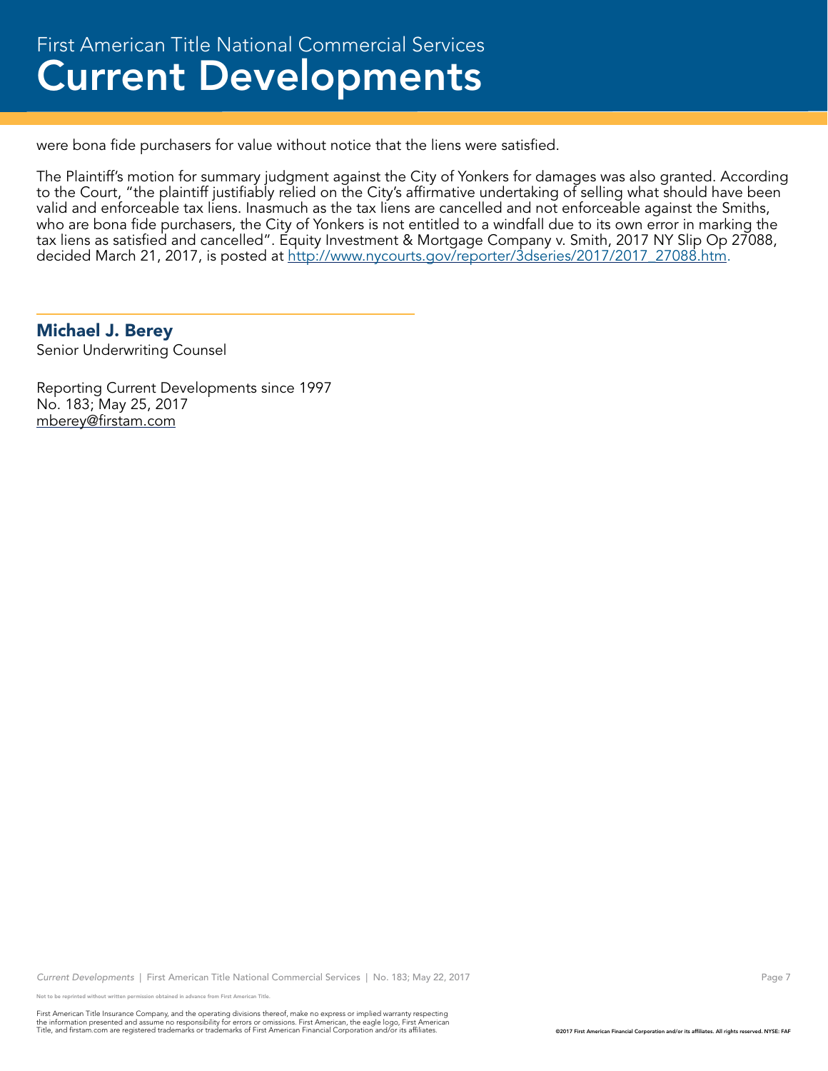were bona fide purchasers for value without notice that the liens were satisfied.

The Plaintiff's motion for summary judgment against the City of Yonkers for damages was also granted. According to the Court, "the plaintiff justifiably relied on the City's affirmative undertaking of selling what should have been valid and enforceable tax liens. Inasmuch as the tax liens are cancelled and not enforceable against the Smiths, who are bona fide purchasers, the City of Yonkers is not entitled to a windfall due to its own error in marking the tax liens as satisfied and cancelled". Equity Investment & Mortgage Company v. Smith, 2017 NY Slip Op 27088, decided March 21, 2017, is posted at [http://www.nycourts.gov/reporter/3dseries/2017/2017_27088.htm](http://www.nycourts.gov/reporter/3dseries/2017/2017_27088.htm).

---

**Michael J. Berey**
Senior Underwriting Counsel

Reporting Current Developments since 1997
No. 183; May 25, 2017
[mberey@firstam.com](mailto:mberey@firstam.com)

Not to be reprinted without written permission obtained in advance from First American Title.

First American Title Insurance Company, and the operating divisions thereof, make no express or implied warranty respecting the information presented and assume no responsibility for errors or omissions. First American, the eagle logo, First American Title, and firstam.com are registered trademarks or trademarks of First American Financial Corporation and/or its affiliates.

©2017 First American Financial Corporation and/or its affiliates. All rights reserved. NYSE: FAF